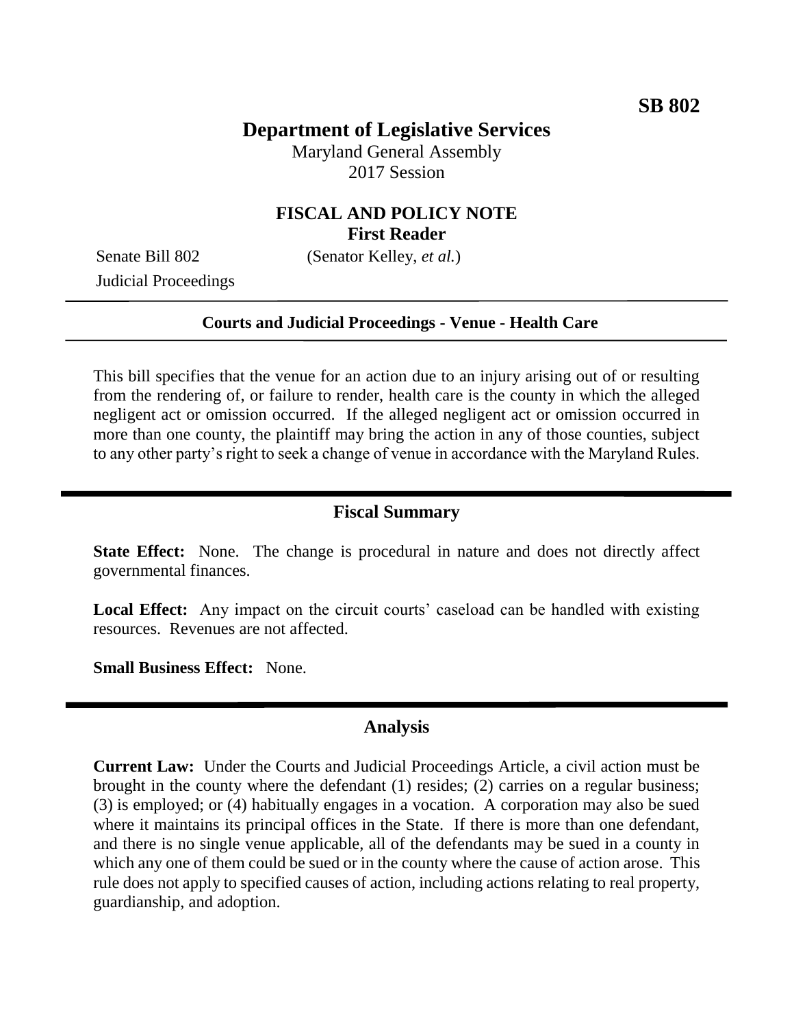**SB 802**

# Department of Legislative Services

Maryland General Assembly
2017 Session

## FISCAL AND POLICY NOTE
**First Reader**

Senate Bill 802 (Senator Kelley, *et al.*)
Judicial Proceedings

---

**Courts and Judicial Proceedings - Venue - Health Care**

---

This bill specifies that the venue for an action due to an injury arising out of or resulting from the rendering of, or failure to render, health care is the county in which the alleged negligent act or omission occurred. If the alleged negligent act or omission occurred in more than one county, the plaintiff may bring the action in any of those counties, subject to any other party's right to seek a change of venue in accordance with the Maryland Rules.

---

## Fiscal Summary

**State Effect:** None. The change is procedural in nature and does not directly affect governmental finances.

**Local Effect:** Any impact on the circuit courts' caseload can be handled with existing resources. Revenues are not affected.

**Small Business Effect:** None.

---

## Analysis

**Current Law:** Under the Courts and Judicial Proceedings Article, a civil action must be brought in the county where the defendant (1) resides; (2) carries on a regular business; (3) is employed; or (4) habitually engages in a vocation. A corporation may also be sued where it maintains its principal offices in the State. If there is more than one defendant, and there is no single venue applicable, all of the defendants may be sued in a county in which any one of them could be sued or in the county where the cause of action arose. This rule does not apply to specified causes of action, including actions relating to real property, guardianship, and adoption.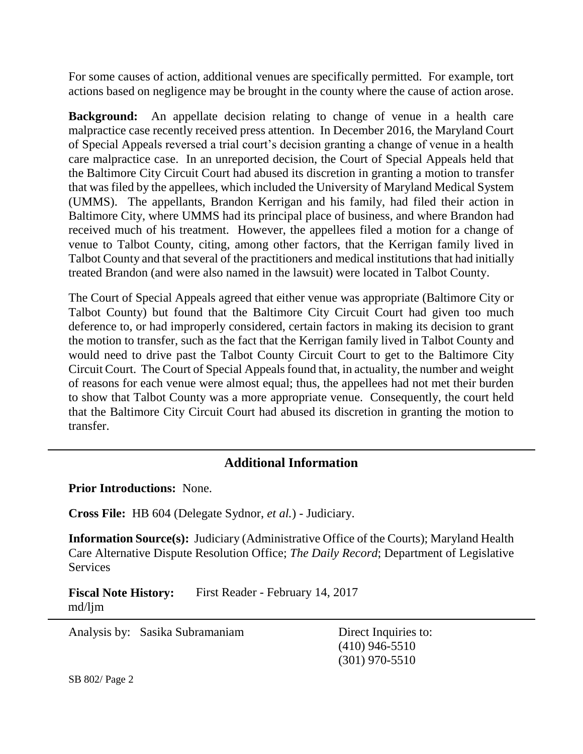For some causes of action, additional venues are specifically permitted. For example, tort actions based on negligence may be brought in the county where the cause of action arose.

**Background:** An appellate decision relating to change of venue in a health care malpractice case recently received press attention. In December 2016, the Maryland Court of Special Appeals reversed a trial court's decision granting a change of venue in a health care malpractice case. In an unreported decision, the Court of Special Appeals held that the Baltimore City Circuit Court had abused its discretion in granting a motion to transfer that was filed by the appellees, which included the University of Maryland Medical System (UMMS). The appellants, Brandon Kerrigan and his family, had filed their action in Baltimore City, where UMMS had its principal place of business, and where Brandon had received much of his treatment. However, the appellees filed a motion for a change of venue to Talbot County, citing, among other factors, that the Kerrigan family lived in Talbot County and that several of the practitioners and medical institutions that had initially treated Brandon (and were also named in the lawsuit) were located in Talbot County.

The Court of Special Appeals agreed that either venue was appropriate (Baltimore City or Talbot County) but found that the Baltimore City Circuit Court had given too much deference to, or had improperly considered, certain factors in making its decision to grant the motion to transfer, such as the fact that the Kerrigan family lived in Talbot County and would need to drive past the Talbot County Circuit Court to get to the Baltimore City Circuit Court. The Court of Special Appeals found that, in actuality, the number and weight of reasons for each venue were almost equal; thus, the appellees had not met their burden to show that Talbot County was a more appropriate venue. Consequently, the court held that the Baltimore City Circuit Court had abused its discretion in granting the motion to transfer.

## Additional Information

**Prior Introductions:** None.

**Cross File:** HB 604 (Delegate Sydnor, *et al.*) - Judiciary.

**Information Source(s):** Judiciary (Administrative Office of the Courts); Maryland Health Care Alternative Dispute Resolution Office; *The Daily Record*; Department of Legislative Services

**Fiscal Note History:** First Reader - February 14, 2017
md/ljm

Analysis by: Sasika Subramaniam

Direct Inquiries to:
(410) 946-5510
(301) 970-5510